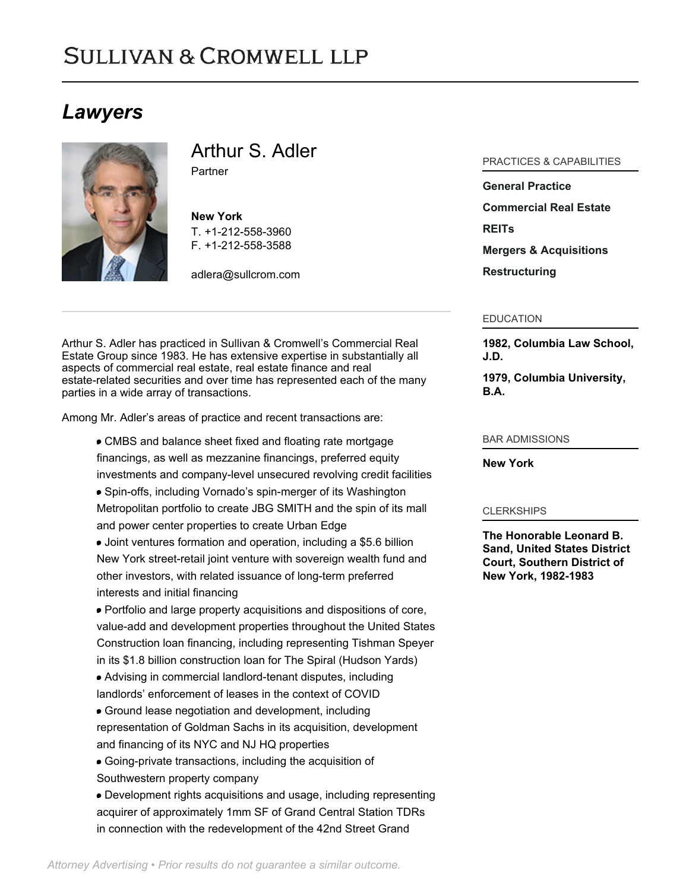# Sullivan & Cromwell LLP

## Lawyers

### Arthur S. Adler

Partner

**New York**
T. +1-212-558-3960
F. +1-212-558-3588

adlera@sullcrom.com

Arthur S. Adler has practiced in Sullivan & Cromwell's Commercial Real Estate Group since 1983. He has extensive expertise in substantially all aspects of commercial real estate, real estate finance and real estate-related securities and over time has represented each of the many parties in a wide array of transactions.

Among Mr. Adler's areas of practice and recent transactions are:

- CMBS and balance sheet fixed and floating rate mortgage financings, as well as mezzanine financings, preferred equity investments and company-level unsecured revolving credit facilities
- Spin-offs, including Vornado's spin-merger of its Washington Metropolitan portfolio to create JBG SMITH and the spin of its mall and power center properties to create Urban Edge
- Joint ventures formation and operation, including a $5.6 billion New York street-retail joint venture with sovereign wealth fund and other investors, with related issuance of long-term preferred interests and initial financing
- Portfolio and large property acquisitions and dispositions of core, value-add and development properties throughout the United States Construction loan financing, including representing Tishman Speyer in its $1.8 billion construction loan for The Spiral (Hudson Yards)
- Advising in commercial landlord-tenant disputes, including landlords' enforcement of leases in the context of COVID
- Ground lease negotiation and development, including representation of Goldman Sachs in its acquisition, development and financing of its NYC and NJ HQ properties
- Going-private transactions, including the acquisition of Southwestern property company
- Development rights acquisitions and usage, including representing acquirer of approximately 1mm SF of Grand Central Station TDRs in connection with the redevelopment of the 42nd Street Grand

#### PRACTICES & CAPABILITIES

**General Practice**

**Commercial Real Estate**

**REITs**

**Mergers & Acquisitions**

**Restructuring**

#### EDUCATION

**1982, Columbia Law School, J.D.**

**1979, Columbia University, B.A.**

#### BAR ADMISSIONS

**New York**

#### CLERKSHIPS

**The Honorable Leonard B. Sand, United States District Court, Southern District of New York, 1982-1983**

*Attorney Advertising • Prior results do not guarantee a similar outcome.*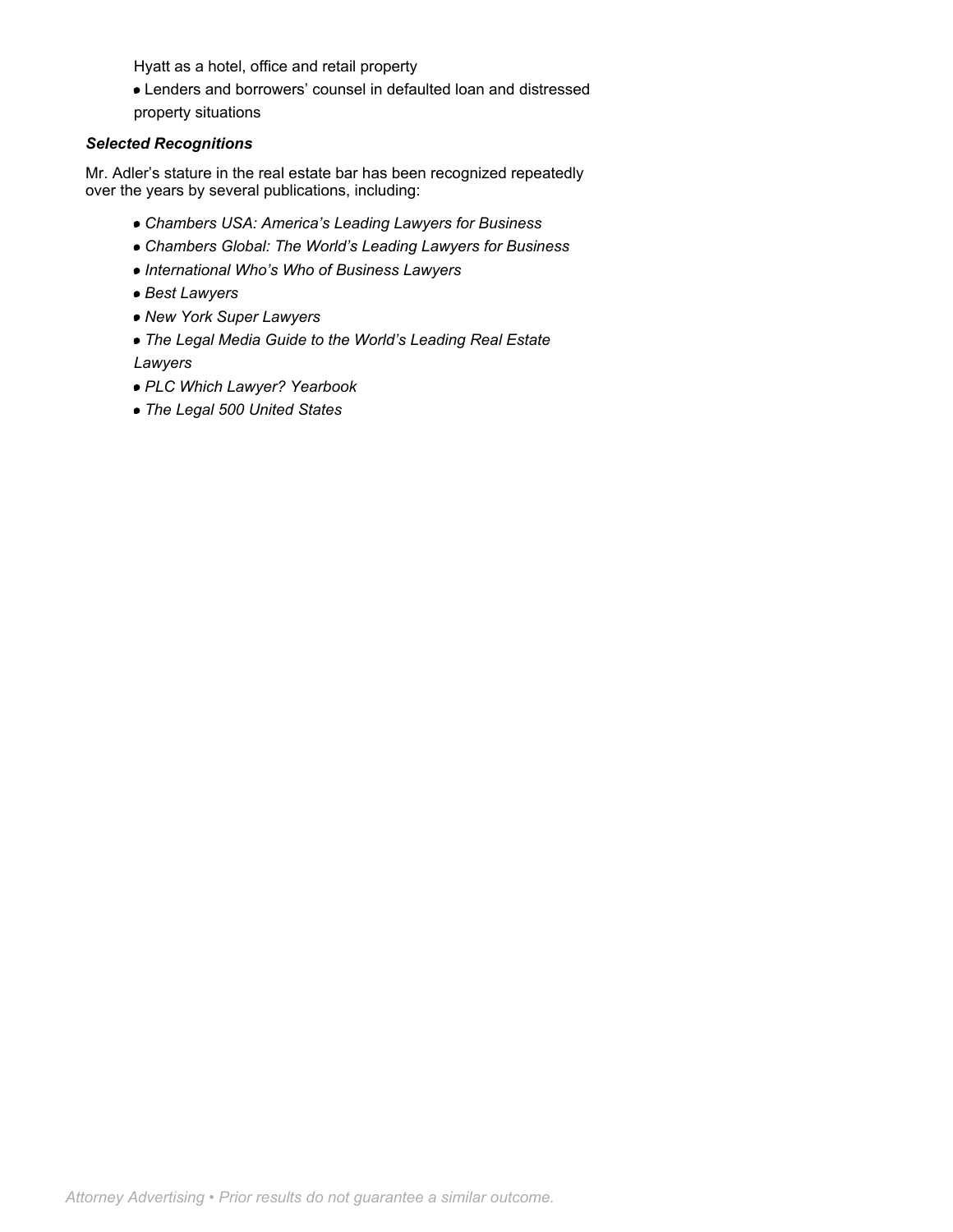Hyatt as a hotel, office and retail property

- Lenders and borrowers' counsel in defaulted loan and distressed property situations

***Selected Recognitions***

Mr. Adler's stature in the real estate bar has been recognized repeatedly over the years by several publications, including:

- *Chambers USA: America's Leading Lawyers for Business*
- *Chambers Global: The World's Leading Lawyers for Business*
- *International Who's Who of Business Lawyers*
- *Best Lawyers*
- *New York Super Lawyers*
- *The Legal Media Guide to the World's Leading Real Estate Lawyers*
- *PLC Which Lawyer? Yearbook*
- *The Legal 500 United States*

*Attorney Advertising • Prior results do not guarantee a similar outcome.*